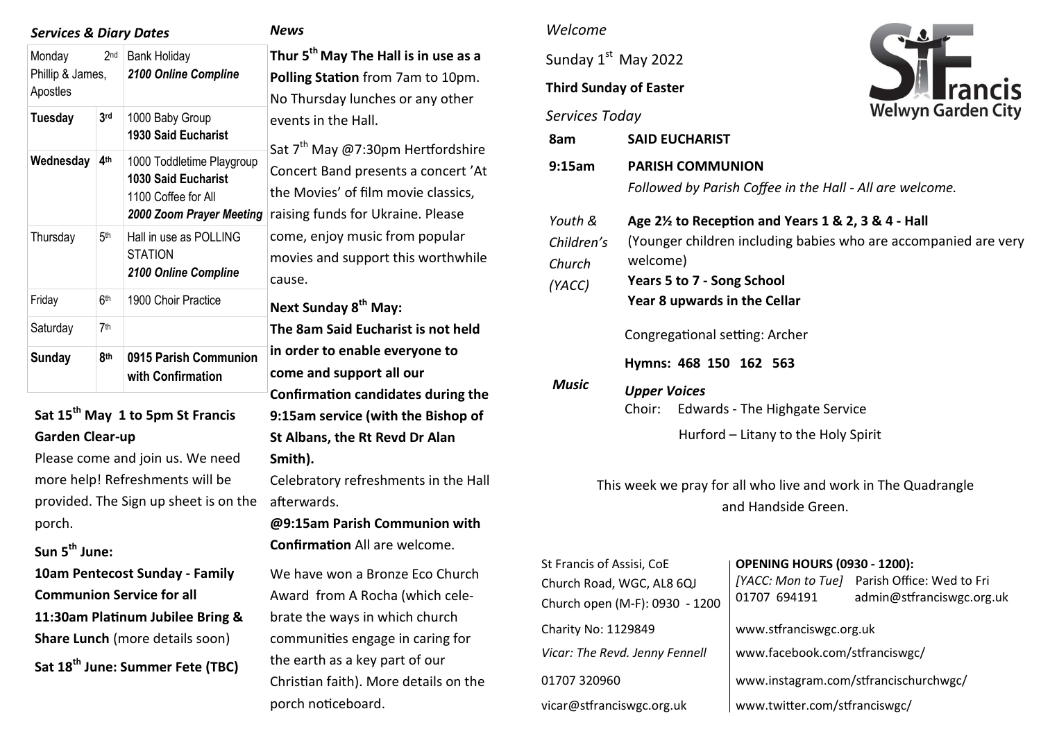### *Services & Diary Dates*

| | | |
|---|---|---|
| Monday 2nd Phillip & James, Apostles | | Bank Holiday ***2100 Online Compline*** |
| **Tuesday** | **3rd** | 1000 Baby Group **1930 Said Eucharist** |
| **Wednesday** | **4th** | 1000 Toddletime Playgroup **1030 Said Eucharist** 1100 Coffee for All ***2000 Zoom Prayer Meeting*** |
| Thursday | 5th | Hall in use as POLLING STATION ***2100 Online Compline*** |
| Friday | 6th | 1900 Choir Practice |
| Saturday | 7th | |
| **Sunday** | **8th** | **0915 Parish Communion with Confirmation** |

**Sat 15th May 1 to 5pm St Francis Garden Clear-up**
Please come and join us. We need more help! Refreshments will be provided. The Sign up sheet is on the porch.

**Sun 5th June:**
**10am Pentecost Sunday - Family Communion Service for all**
**11:30am Platinum Jubilee Bring & Share Lunch** (more details soon)

**Sat 18th June: Summer Fete (TBC)**

### *News*

**Thur 5th May The Hall is in use as a Polling Station** from 7am to 10pm. No Thursday lunches or any other events in the Hall.

Sat 7th May @7:30pm Hertfordshire Concert Band presents a concert 'At the Movies' of film movie classics, raising funds for Ukraine. Please come, enjoy music from popular movies and support this worthwhile cause.

**Next Sunday 8th May:**
**The 8am Said Eucharist is not held in order to enable everyone to come and support all our Confirmation candidates during the 9:15am service (with the Bishop of St Albans, the Rt Revd Dr Alan Smith).**
Celebratory refreshments in the Hall afterwards.
**@9:15am Parish Communion with Confirmation** All are welcome.

We have won a Bronze Eco Church Award from A Rocha (which celebrate the ways in which church communities engage in caring for the earth as a key part of our Christian faith). More details on the porch noticeboard.

*Welcome*

St Francis Welwyn Garden City

Sunday 1st May 2022

**Third Sunday of Easter**

*Services Today*

| | |
|---|---|
| **8am** | **SAID EUCHARIST** |
| **9:15am** | **PARISH COMMUNION** *Followed by Parish Coffee in the Hall - All are welcome.* |
| *Youth & Children's Church (YACC)* | **Age 2½ to Reception and Years 1 & 2, 3 & 4 - Hall** (Younger children including babies who are accompanied are very welcome) **Years 5 to 7 - Song School** **Year 8 upwards in the Cellar** |
| *Music* | Congregational setting: Archer **Hymns: 468 150 162 563** ***Upper Voices*** Choir: Edwards - The Highgate Service; Hurford – Litany to the Holy Spirit |

This week we pray for all who live and work in The Quadrangle and Handside Green.

St Francis of Assisi, CoE
Church Road, WGC, AL8 6QJ
Church open (M-F): 0930 - 1200

**OPENING HOURS (0930 - 1200):**
*[YACC: Mon to Tue]* Parish Office: Wed to Fri
01707 694191 admin@stfranciswgc.org.uk

Charity No: 1129849 | www.stfranciswgc.org.uk

*Vicar: The Revd. Jenny Fennell* | www.facebook.com/stfranciswgc/

01707 320960 | www.instagram.com/stfrancischurchwgc/

vicar@stfranciswgc.org.uk | www.twitter.com/stfranciswgc/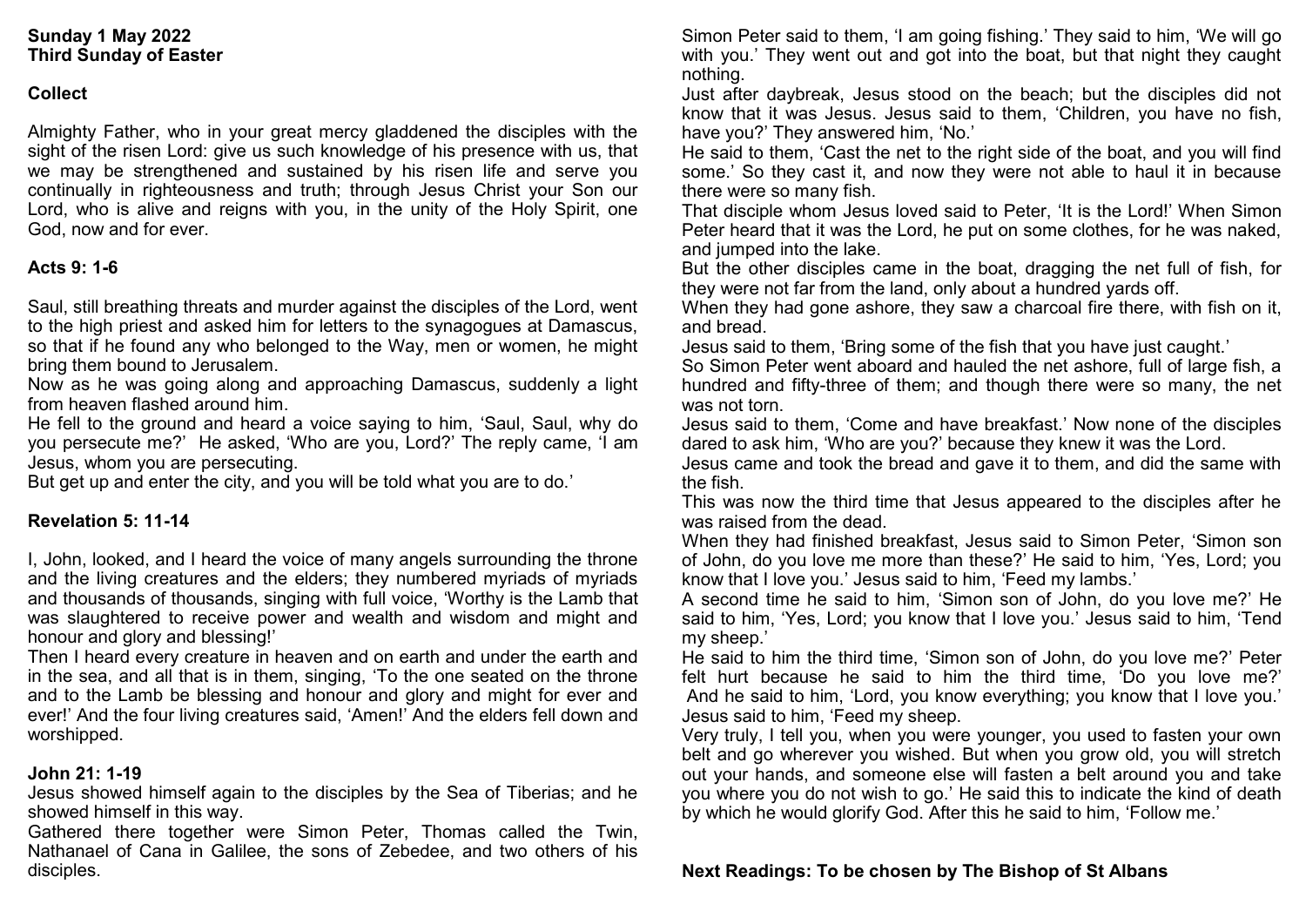**Sunday 1 May 2022**
**Third Sunday of Easter**

**Collect**

Almighty Father, who in your great mercy gladdened the disciples with the sight of the risen Lord: give us such knowledge of his presence with us, that we may be strengthened and sustained by his risen life and serve you continually in righteousness and truth; through Jesus Christ your Son our Lord, who is alive and reigns with you, in the unity of the Holy Spirit, one God, now and for ever.

**Acts 9: 1-6**

Saul, still breathing threats and murder against the disciples of the Lord, went to the high priest and asked him for letters to the synagogues at Damascus, so that if he found any who belonged to the Way, men or women, he might bring them bound to Jerusalem.
Now as he was going along and approaching Damascus, suddenly a light from heaven flashed around him.
He fell to the ground and heard a voice saying to him, 'Saul, Saul, why do you persecute me?' He asked, 'Who are you, Lord?' The reply came, 'I am Jesus, whom you are persecuting.
But get up and enter the city, and you will be told what you are to do.'

**Revelation 5: 11-14**

I, John, looked, and I heard the voice of many angels surrounding the throne and the living creatures and the elders; they numbered myriads of myriads and thousands of thousands, singing with full voice, 'Worthy is the Lamb that was slaughtered to receive power and wealth and wisdom and might and honour and glory and blessing!'
Then I heard every creature in heaven and on earth and under the earth and in the sea, and all that is in them, singing, 'To the one seated on the throne and to the Lamb be blessing and honour and glory and might for ever and ever!' And the four living creatures said, 'Amen!' And the elders fell down and worshipped.

**John 21: 1-19**

Jesus showed himself again to the disciples by the Sea of Tiberias; and he showed himself in this way.
Gathered there together were Simon Peter, Thomas called the Twin, Nathanael of Cana in Galilee, the sons of Zebedee, and two others of his disciples.
Simon Peter said to them, 'I am going fishing.' They said to him, 'We will go with you.' They went out and got into the boat, but that night they caught nothing.
Just after daybreak, Jesus stood on the beach; but the disciples did not know that it was Jesus. Jesus said to them, 'Children, you have no fish, have you?' They answered him, 'No.'
He said to them, 'Cast the net to the right side of the boat, and you will find some.' So they cast it, and now they were not able to haul it in because there were so many fish.
That disciple whom Jesus loved said to Peter, 'It is the Lord!' When Simon Peter heard that it was the Lord, he put on some clothes, for he was naked, and jumped into the lake.
But the other disciples came in the boat, dragging the net full of fish, for they were not far from the land, only about a hundred yards off.
When they had gone ashore, they saw a charcoal fire there, with fish on it, and bread.
Jesus said to them, 'Bring some of the fish that you have just caught.'
So Simon Peter went aboard and hauled the net ashore, full of large fish, a hundred and fifty-three of them; and though there were so many, the net was not torn.
Jesus said to them, 'Come and have breakfast.' Now none of the disciples dared to ask him, 'Who are you?' because they knew it was the Lord.
Jesus came and took the bread and gave it to them, and did the same with the fish.
This was now the third time that Jesus appeared to the disciples after he was raised from the dead.
When they had finished breakfast, Jesus said to Simon Peter, 'Simon son of John, do you love me more than these?' He said to him, 'Yes, Lord; you know that I love you.' Jesus said to him, 'Feed my lambs.'
A second time he said to him, 'Simon son of John, do you love me?' He said to him, 'Yes, Lord; you know that I love you.' Jesus said to him, 'Tend my sheep.'
He said to him the third time, 'Simon son of John, do you love me?' Peter felt hurt because he said to him the third time, 'Do you love me?' And he said to him, 'Lord, you know everything; you know that I love you.' Jesus said to him, 'Feed my sheep.
Very truly, I tell you, when you were younger, you used to fasten your own belt and go wherever you wished. But when you grow old, you will stretch out your hands, and someone else will fasten a belt around you and take you where you do not wish to go.' He said this to indicate the kind of death by which he would glorify God. After this he said to him, 'Follow me.'

**Next Readings: To be chosen by The Bishop of St Albans**